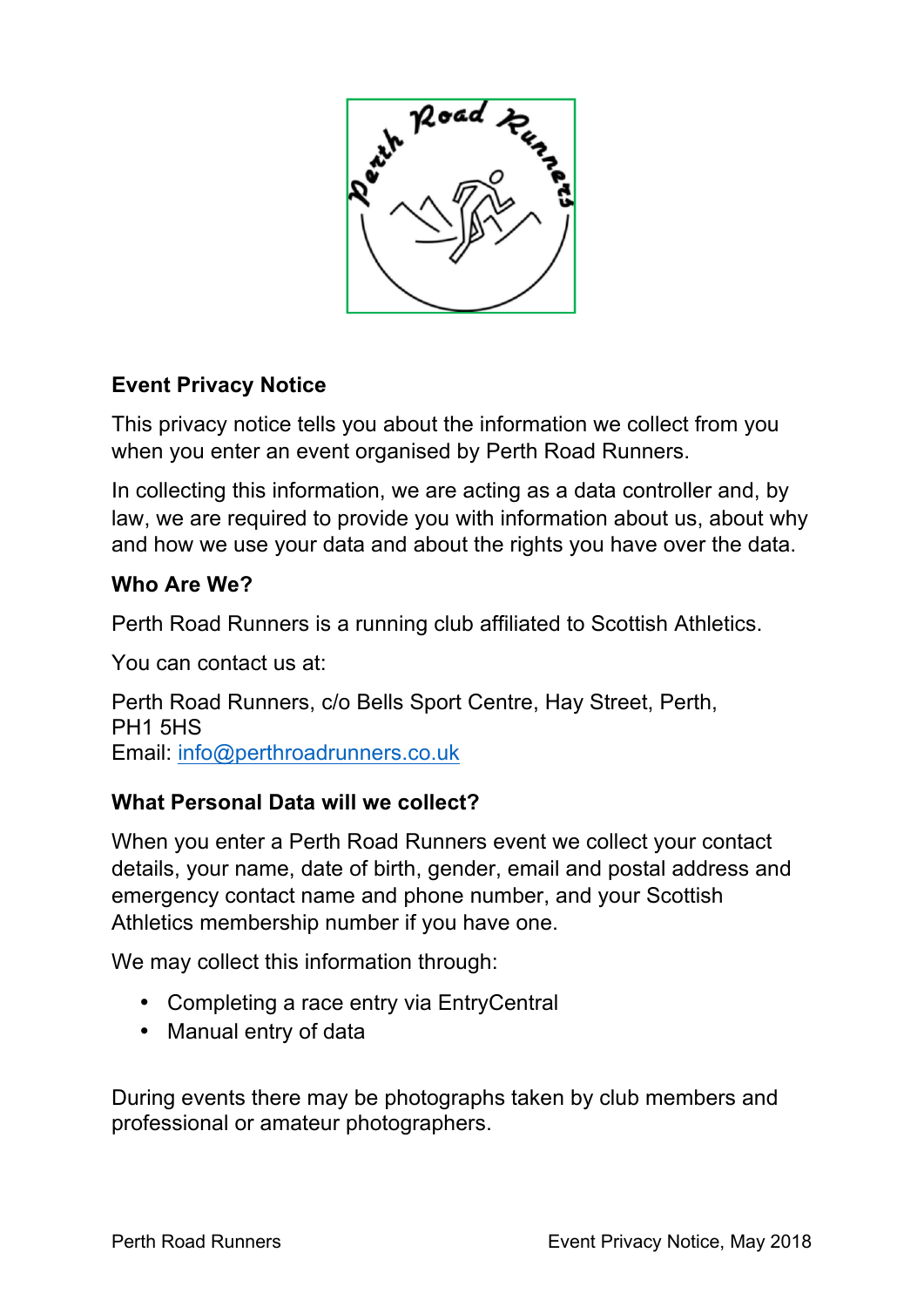# Event Privacy Notice

This privacy notice tells you about the information we collect from you when you enter an event organised by Perth Road Runners.

In collecting this information, we are acting as a data controller and, by law, we are required to provide you with information about us, about why and how we use your data and about the rights you have over the data.

## Who Are We?

Perth Road Runners is a running club affiliated to Scottish Athletics.

You can contact us at:

Perth Road Runners, c/o Bells Sport Centre, Hay Street, Perth,
PH1 5HS
Email: info@perthroadrunners.co.uk

## What Personal Data will we collect?

When you enter a Perth Road Runners event we collect your contact details, your name, date of birth, gender, email and postal address and emergency contact name and phone number, and your Scottish Athletics membership number if you have one.

We may collect this information through:

- Completing a race entry via EntryCentral
- Manual entry of data

During events there may be photographs taken by club members and professional or amateur photographers.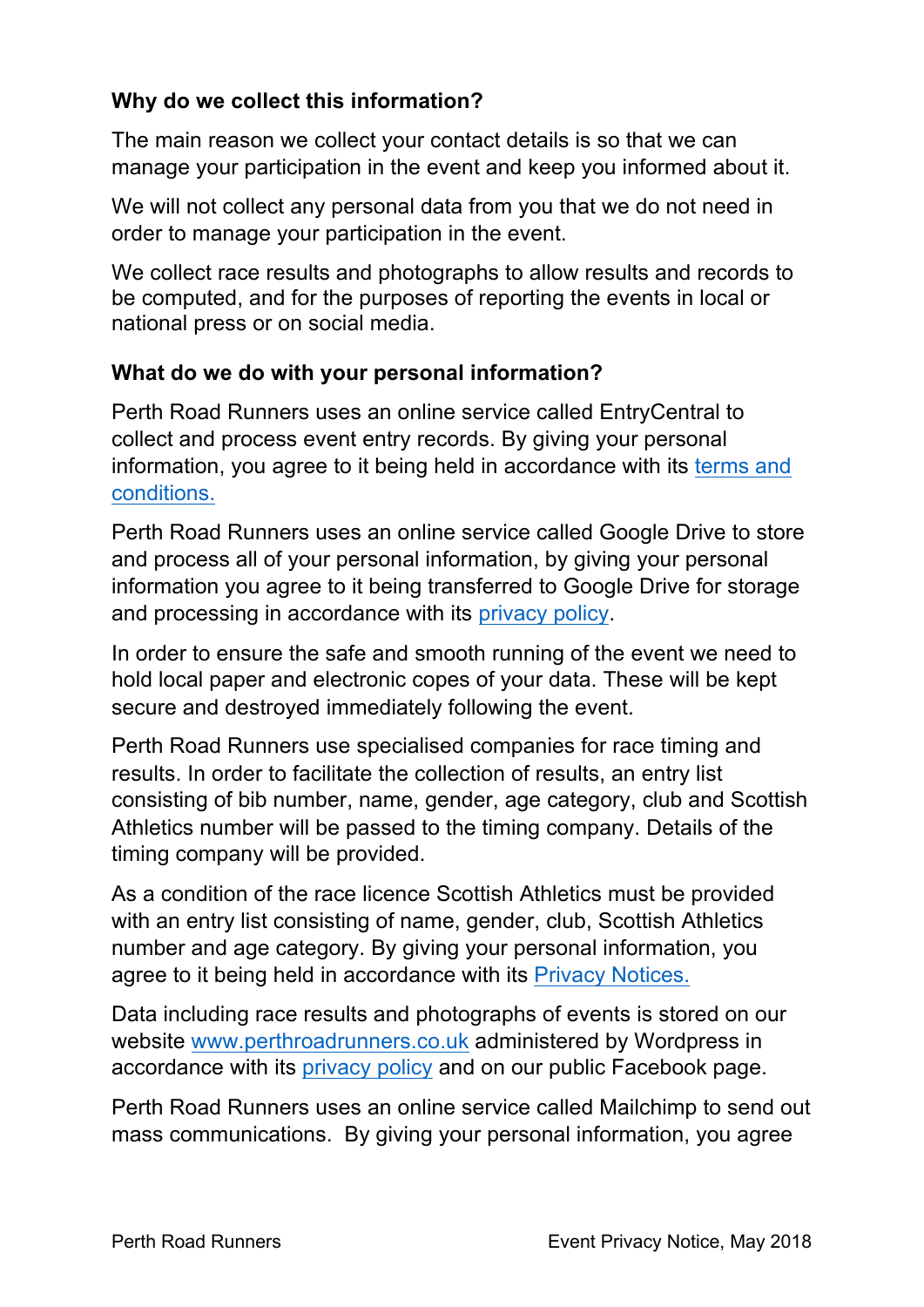### Why do we collect this information?

The main reason we collect your contact details is so that we can manage your participation in the event and keep you informed about it.

We will not collect any personal data from you that we do not need in order to manage your participation in the event.

We collect race results and photographs to allow results and records to be computed, and for the purposes of reporting the events in local or national press or on social media.

### What do we do with your personal information?

Perth Road Runners uses an online service called EntryCentral to collect and process event entry records. By giving your personal information, you agree to it being held in accordance with its terms and conditions.

Perth Road Runners uses an online service called Google Drive to store and process all of your personal information, by giving your personal information you agree to it being transferred to Google Drive for storage and processing in accordance with its privacy policy.

In order to ensure the safe and smooth running of the event we need to hold local paper and electronic copes of your data. These will be kept secure and destroyed immediately following the event.

Perth Road Runners use specialised companies for race timing and results. In order to facilitate the collection of results, an entry list consisting of bib number, name, gender, age category, club and Scottish Athletics number will be passed to the timing company. Details of the timing company will be provided.

As a condition of the race licence Scottish Athletics must be provided with an entry list consisting of name, gender, club, Scottish Athletics number and age category. By giving your personal information, you agree to it being held in accordance with its Privacy Notices.

Data including race results and photographs of events is stored on our website www.perthroadrunners.co.uk administered by Wordpress in accordance with its privacy policy and on our public Facebook page.

Perth Road Runners uses an online service called Mailchimp to send out mass communications. By giving your personal information, you agree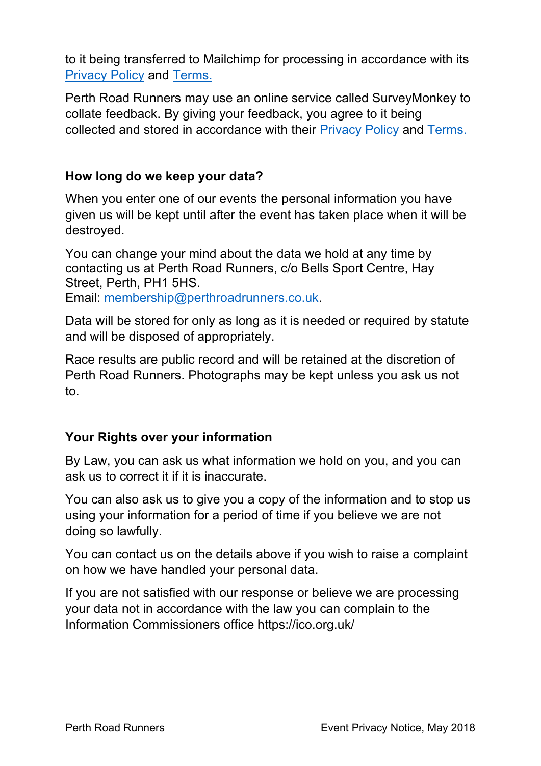to it being transferred to Mailchimp for processing in accordance with its Privacy Policy and Terms.

Perth Road Runners may use an online service called SurveyMonkey to collate feedback. By giving your feedback, you agree to it being collected and stored in accordance with their Privacy Policy and Terms.

### How long do we keep your data?

When you enter one of our events the personal information you have given us will be kept until after the event has taken place when it will be destroyed.

You can change your mind about the data we hold at any time by contacting us at Perth Road Runners, c/o Bells Sport Centre, Hay Street, Perth, PH1 5HS.
Email: membership@perthroadrunners.co.uk.

Data will be stored for only as long as it is needed or required by statute and will be disposed of appropriately.

Race results are public record and will be retained at the discretion of Perth Road Runners. Photographs may be kept unless you ask us not to.

### Your Rights over your information

By Law, you can ask us what information we hold on you, and you can ask us to correct it if it is inaccurate.

You can also ask us to give you a copy of the information and to stop us using your information for a period of time if you believe we are not doing so lawfully.

You can contact us on the details above if you wish to raise a complaint on how we have handled your personal data.

If you are not satisfied with our response or believe we are processing your data not in accordance with the law you can complain to the Information Commissioners office https://ico.org.uk/